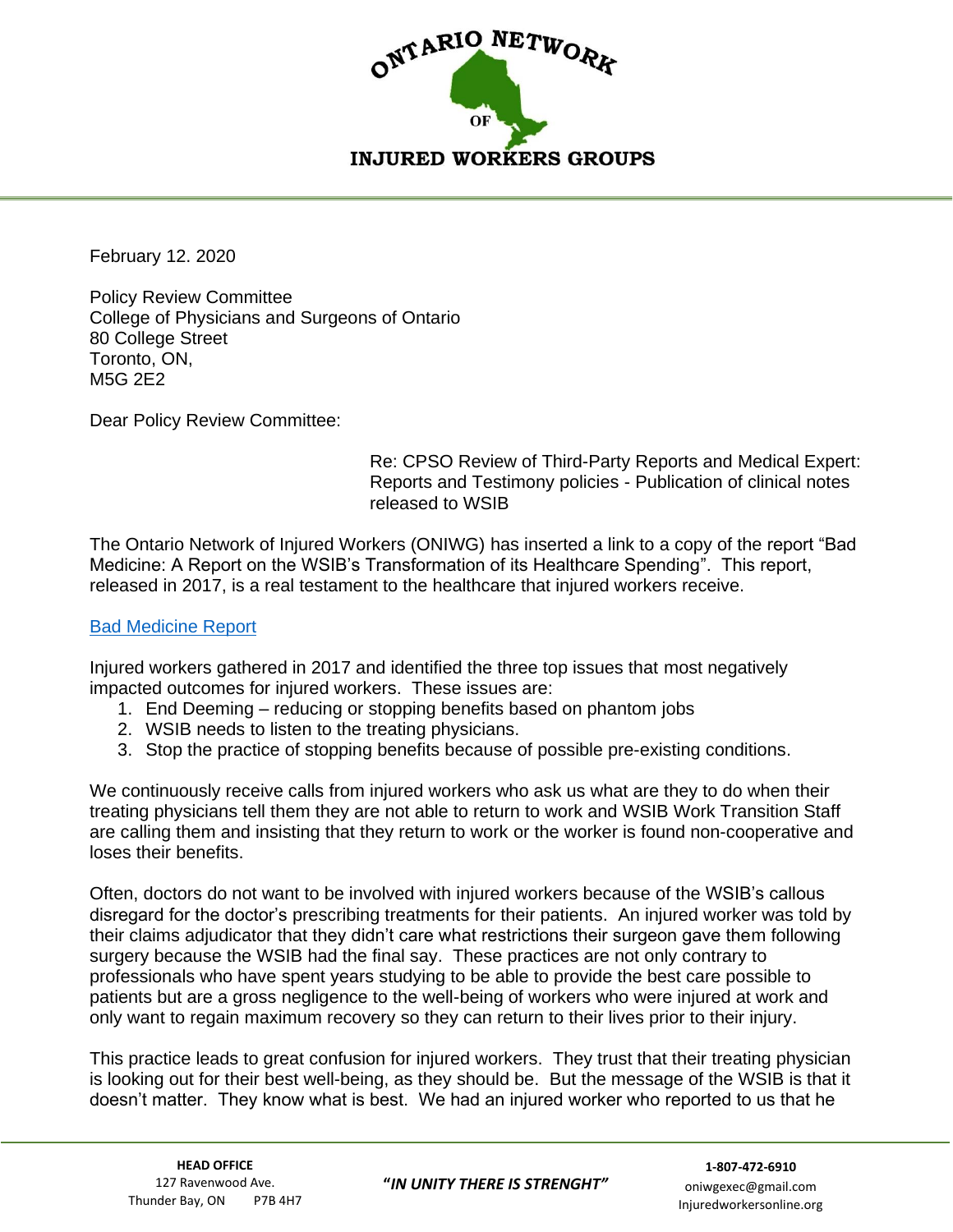# ONTARIO NETWORK OF INJURED WORKERS GROUPS

February 12. 2020

Policy Review Committee
College of Physicians and Surgeons of Ontario
80 College Street
Toronto, ON,
M5G 2E2

Dear Policy Review Committee:

Re: CPSO Review of Third-Party Reports and Medical Expert: Reports and Testimony policies - Publication of clinical notes released to WSIB

The Ontario Network of Injured Workers (ONIWG) has inserted a link to a copy of the report "Bad Medicine: A Report on the WSIB's Transformation of its Healthcare Spending". This report, released in 2017, is a real testament to the healthcare that injured workers receive.

[Bad Medicine Report]

Injured workers gathered in 2017 and identified the three top issues that most negatively impacted outcomes for injured workers. These issues are:

1. End Deeming – reducing or stopping benefits based on phantom jobs
2. WSIB needs to listen to the treating physicians.
3. Stop the practice of stopping benefits because of possible pre-existing conditions.

We continuously receive calls from injured workers who ask us what are they to do when their treating physicians tell them they are not able to return to work and WSIB Work Transition Staff are calling them and insisting that they return to work or the worker is found non-cooperative and loses their benefits.

Often, doctors do not want to be involved with injured workers because of the WSIB's callous disregard for the doctor's prescribing treatments for their patients. An injured worker was told by their claims adjudicator that they didn't care what restrictions their surgeon gave them following surgery because the WSIB had the final say. These practices are not only contrary to professionals who have spent years studying to be able to provide the best care possible to patients but are a gross negligence to the well-being of workers who were injured at work and only want to regain maximum recovery so they can return to their lives prior to their injury.

This practice leads to great confusion for injured workers. They trust that their treating physician is looking out for their best well-being, as they should be. But the message of the WSIB is that it doesn't matter. They know what is best. We had an injured worker who reported to us that he

**HEAD OFFICE**
127 Ravenwood Ave.
Thunder Bay, ON P7B 4H7

***"IN UNITY THERE IS STRENGHT"***

**1-807-472-6910**
oniwgexec@gmail.com
Injuredworkersonline.org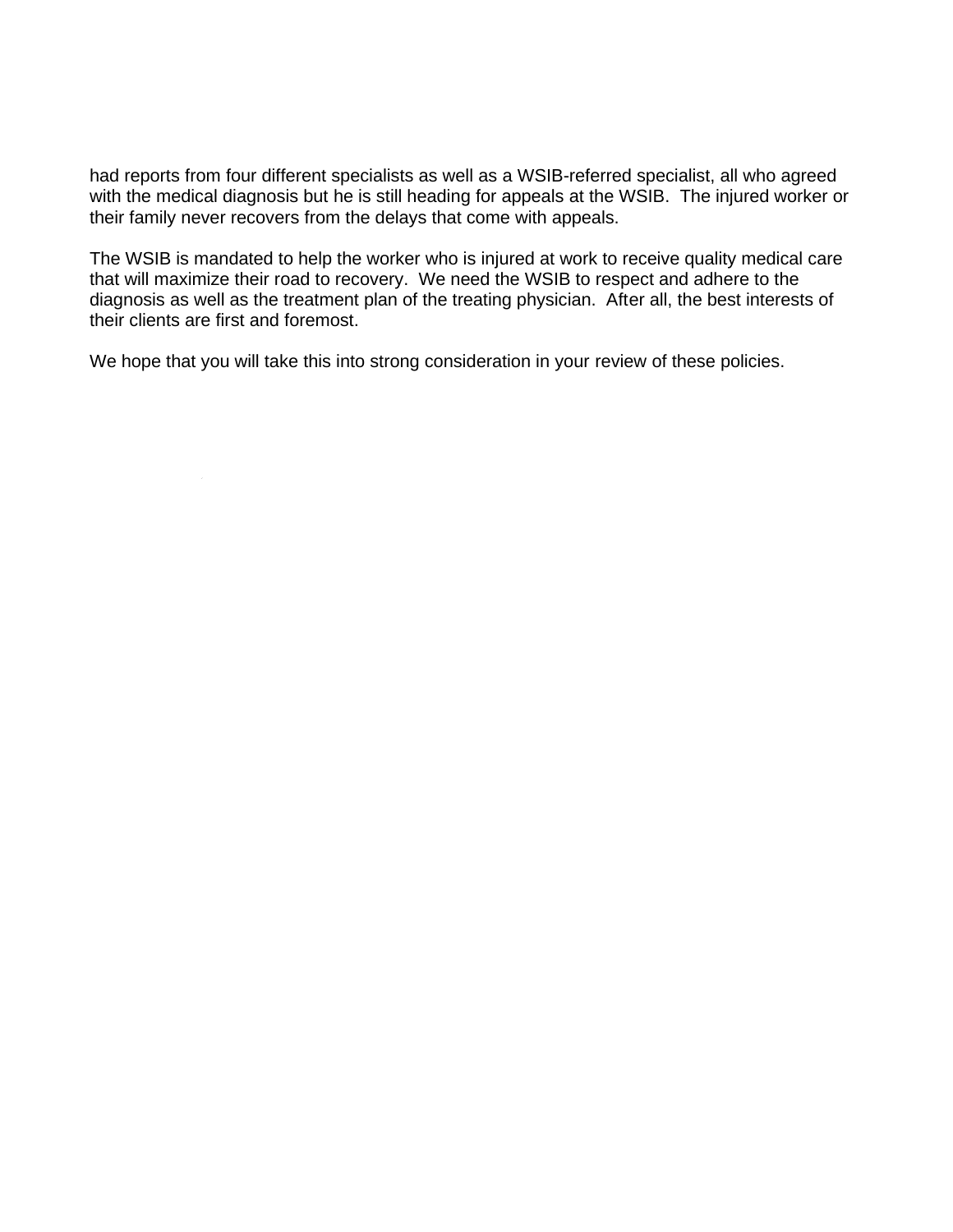had reports from four different specialists as well as a WSIB-referred specialist, all who agreed with the medical diagnosis but he is still heading for appeals at the WSIB. The injured worker or their family never recovers from the delays that come with appeals.

The WSIB is mandated to help the worker who is injured at work to receive quality medical care that will maximize their road to recovery. We need the WSIB to respect and adhere to the diagnosis as well as the treatment plan of the treating physician. After all, the best interests of their clients are first and foremost.

We hope that you will take this into strong consideration in your review of these policies.